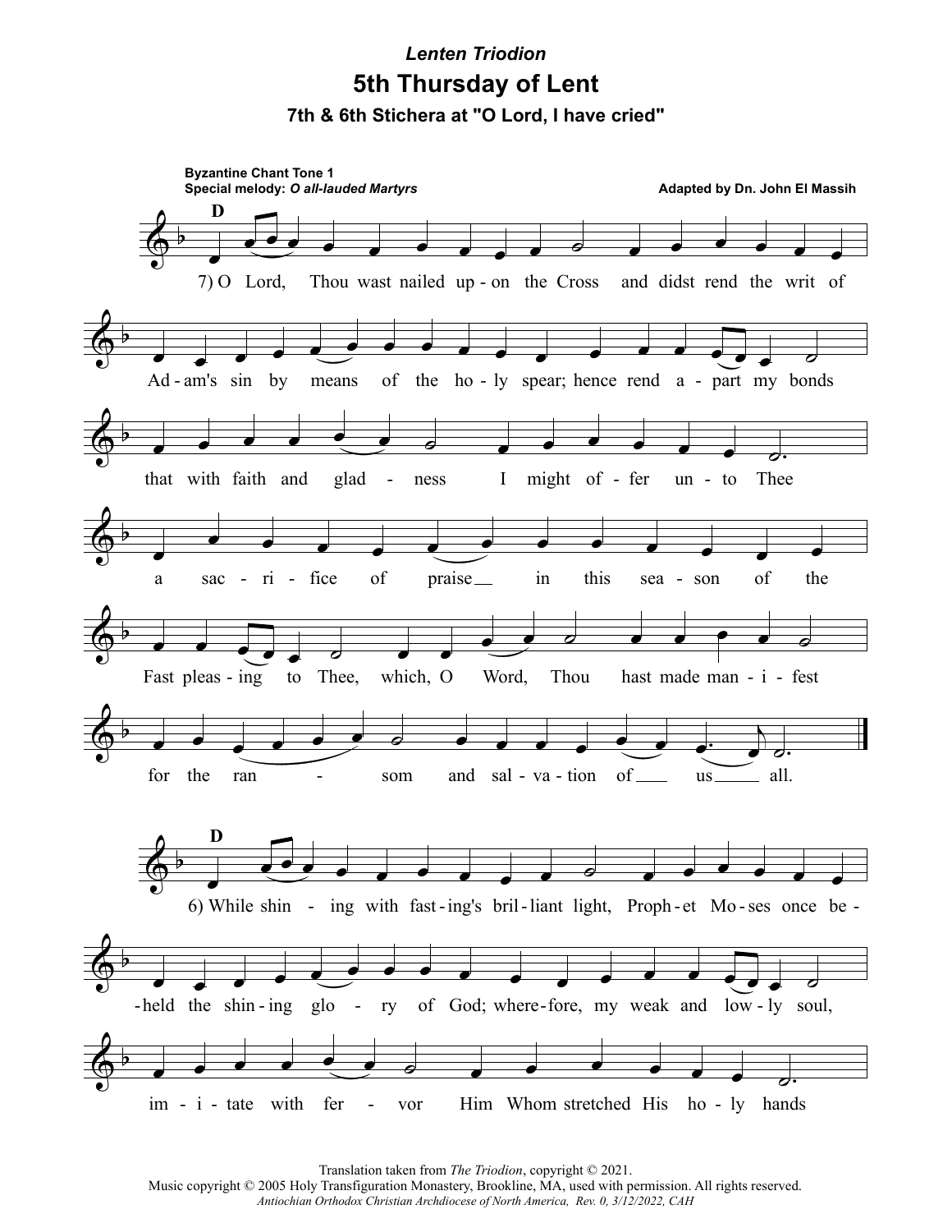*Lenten Triodion*

# 5th Thursday of Lent

### 7th & 6th Stichera at "O Lord, I have cried"

**Byzantine Chant Tone 1**
**Special melody:** ***O all-lauded Martyrs***

**Adapted by Dn. John El Massih**

**D**

7) O Lord, Thou wast nailed up - on the Cross and didst rend the writ of Ad - am's sin by means of the ho - ly spear; hence rend a - part my bonds that with faith and glad - ness I might of - fer un - to Thee a sac - ri - fice of praise in this sea - son of the Fast pleas - ing to Thee, which, O Word, Thou hast made man - i - fest for the ran - som and sal - va - tion of us all.

**D**

6) While shin - ing with fast - ing's bril - liant light, Proph - et Mo - ses once be - held the shin - ing glo - ry of God; where - fore, my weak and low - ly soul, im - i - tate with fer - vor Him Whom stretched His ho - ly hands

Translation taken from *The Triodion*, copyright © 2021.
Music copyright © 2005 Holy Transfiguration Monastery, Brookline, MA, used with permission. All rights reserved.
*Antiochian Orthodox Christian Archdiocese of North America, Rev. 0, 3/12/2022, CAH*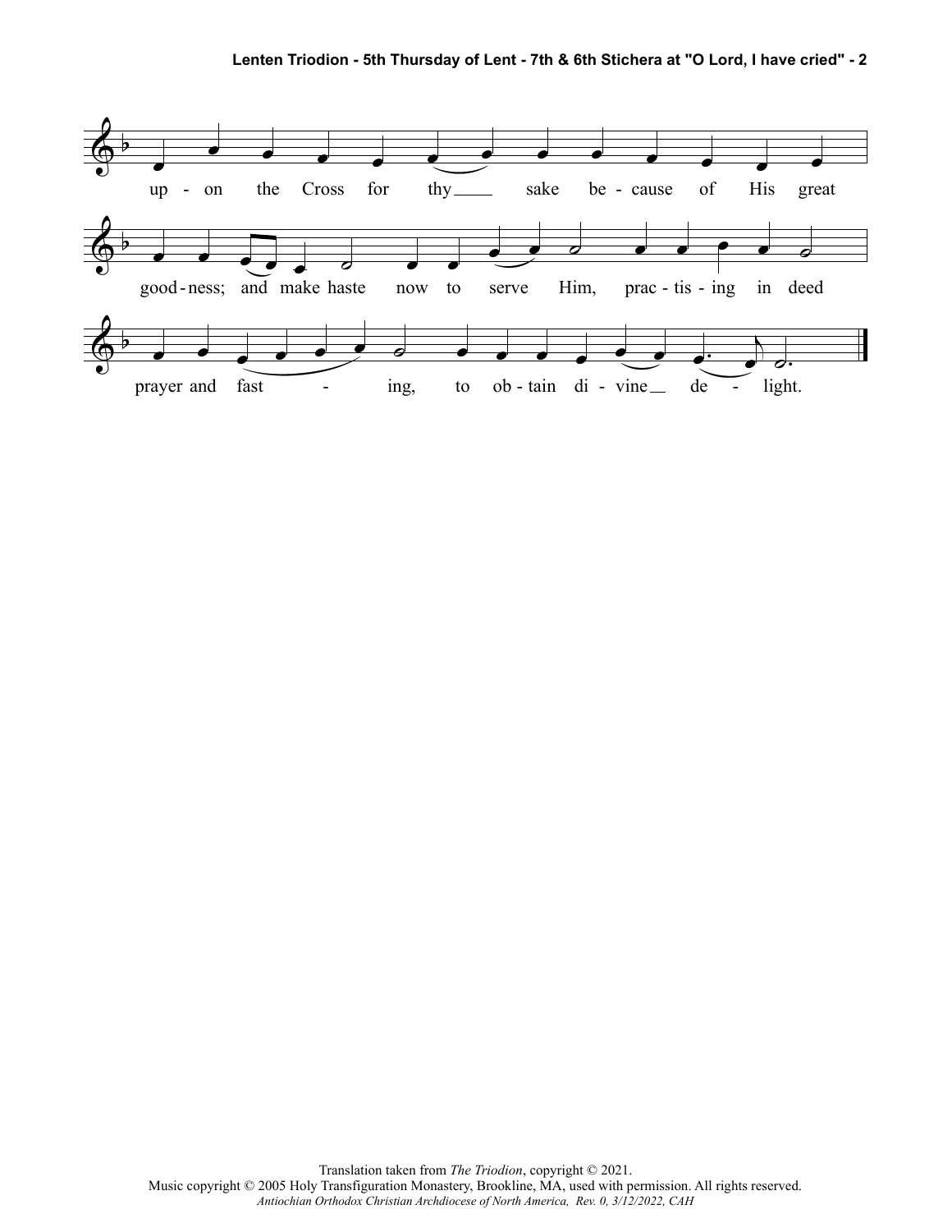up - on the Cross for thy sake be - cause of His great

good - ness; and make haste now to serve Him, prac - tis - ing in deed

prayer and fast - ing, to ob - tain di - vine de - light.

Translation taken from *The Triodion*, copyright © 2021.
Music copyright © 2005 Holy Transfiguration Monastery, Brookline, MA, used with permission. All rights reserved.
*Antiochian Orthodox Christian Archdiocese of North America, Rev. 0, 3/12/2022, CAH*